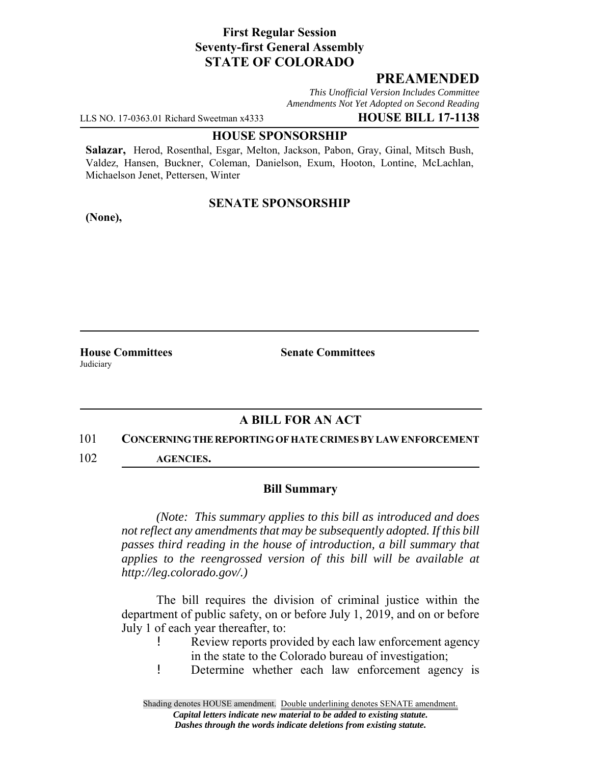**First Regular Session**
**Seventy-first General Assembly**
**STATE OF COLORADO**

# PREAMENDED

*This Unofficial Version Includes Committee Amendments Not Yet Adopted on Second Reading*

LLS NO. 17-0363.01 Richard Sweetman x4333 **HOUSE BILL 17-1138**

**HOUSE SPONSORSHIP**

**Salazar,** Herod, Rosenthal, Esgar, Melton, Jackson, Pabon, Gray, Ginal, Mitsch Bush, Valdez, Hansen, Buckner, Coleman, Danielson, Exum, Hooton, Lontine, McLachlan, Michaelson Jenet, Pettersen, Winter

**SENATE SPONSORSHIP**

**(None),**

**House Committees**
Judiciary

**Senate Committees**

## A BILL FOR AN ACT

101 **CONCERNING THE REPORTING OF HATE CRIMES BY LAW ENFORCEMENT**
102 **AGENCIES.**

### Bill Summary

*(Note: This summary applies to this bill as introduced and does not reflect any amendments that may be subsequently adopted. If this bill passes third reading in the house of introduction, a bill summary that applies to the reengrossed version of this bill will be available at http://leg.colorado.gov/.)*

The bill requires the division of criminal justice within the department of public safety, on or before July 1, 2019, and on or before July 1 of each year thereafter, to:

- Review reports provided by each law enforcement agency in the state to the Colorado bureau of investigation;
- Determine whether each law enforcement agency is

Shading denotes HOUSE amendment. Double underlining denotes SENATE amendment.
*Capital letters indicate new material to be added to existing statute.*
*Dashes through the words indicate deletions from existing statute.*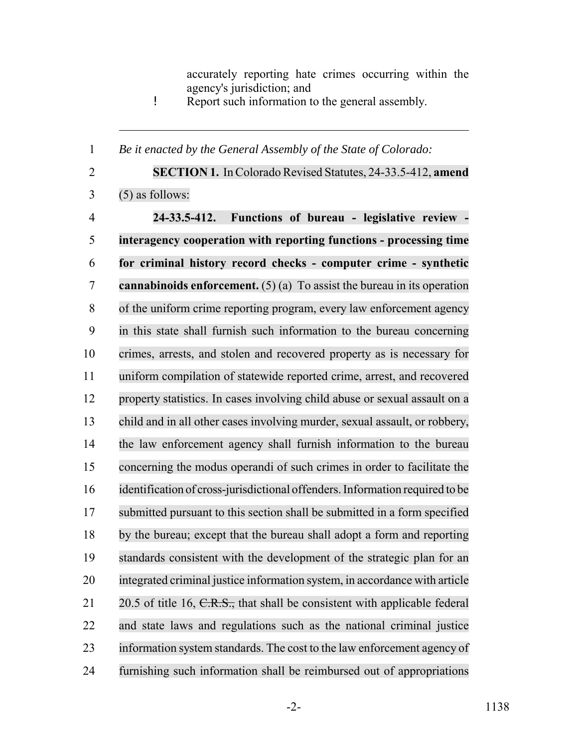accurately reporting hate crimes occurring within the agency's jurisdiction; and

! Report such information to the general assembly.

---

*Be it enacted by the General Assembly of the State of Colorado:*

**SECTION 1.** In Colorado Revised Statutes, 24-33.5-412, **amend** (5) as follows:

**24-33.5-412. Functions of bureau - legislative review - interagency cooperation with reporting functions - processing time for criminal history record checks - computer crime - synthetic cannabinoids enforcement.** (5) (a) To assist the bureau in its operation of the uniform crime reporting program, every law enforcement agency in this state shall furnish such information to the bureau concerning crimes, arrests, and stolen and recovered property as is necessary for uniform compilation of statewide reported crime, arrest, and recovered property statistics. In cases involving child abuse or sexual assault on a child and in all other cases involving murder, sexual assault, or robbery, the law enforcement agency shall furnish information to the bureau concerning the modus operandi of such crimes in order to facilitate the identification of cross-jurisdictional offenders. Information required to be submitted pursuant to this section shall be submitted in a form specified by the bureau; except that the bureau shall adopt a form and reporting standards consistent with the development of the strategic plan for an integrated criminal justice information system, in accordance with article 20.5 of title 16, ~~C.R.S.,~~ that shall be consistent with applicable federal and state laws and regulations such as the national criminal justice information system standards. The cost to the law enforcement agency of furnishing such information shall be reimbursed out of appropriations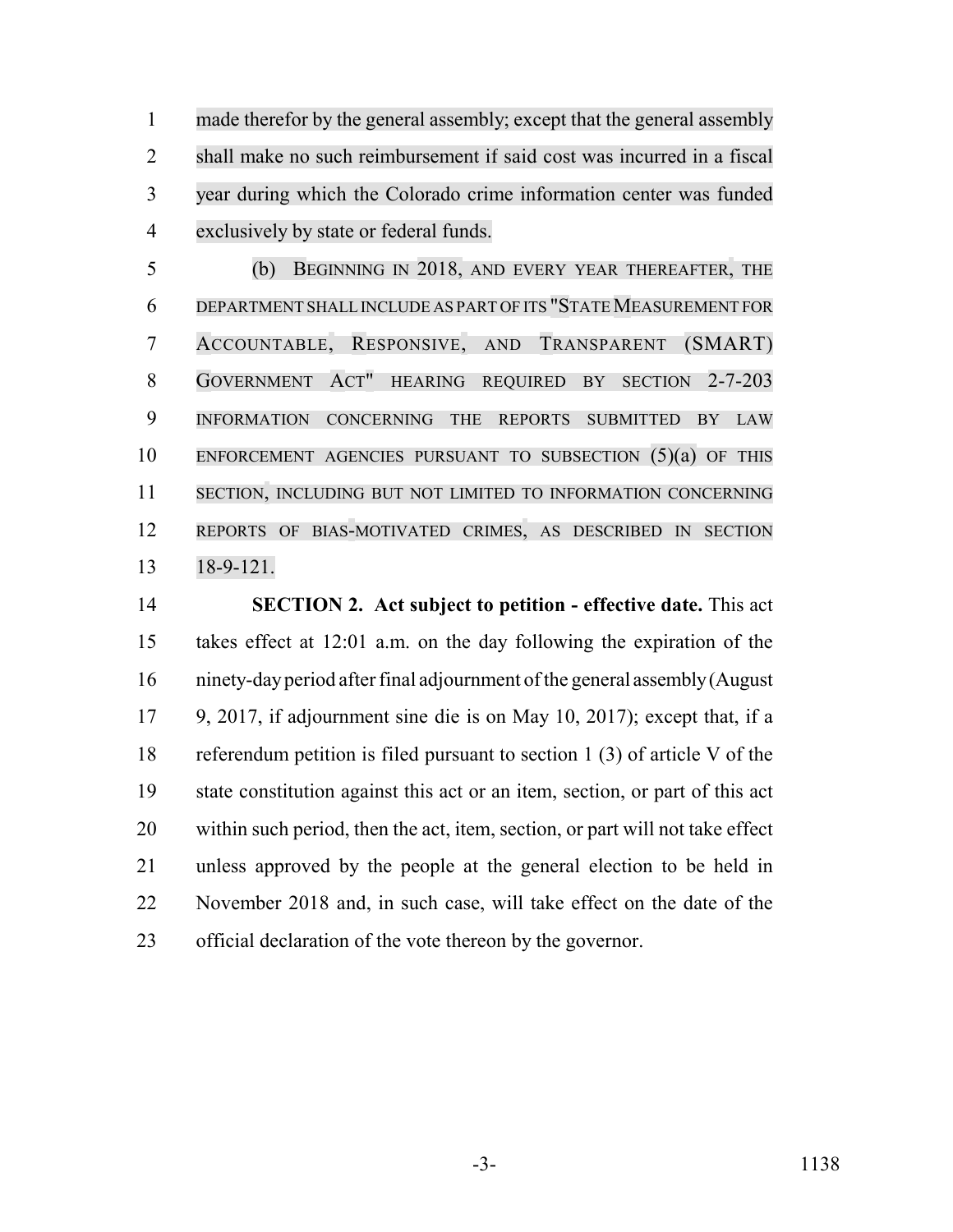made therefor by the general assembly; except that the general assembly shall make no such reimbursement if said cost was incurred in a fiscal year during which the Colorado crime information center was funded exclusively by state or federal funds.

(b) BEGINNING IN 2018, AND EVERY YEAR THEREAFTER, THE DEPARTMENT SHALL INCLUDE AS PART OF ITS "STATE MEASUREMENT FOR ACCOUNTABLE, RESPONSIVE, AND TRANSPARENT (SMART) GOVERNMENT ACT" HEARING REQUIRED BY SECTION 2-7-203 INFORMATION CONCERNING THE REPORTS SUBMITTED BY LAW ENFORCEMENT AGENCIES PURSUANT TO SUBSECTION (5)(a) OF THIS SECTION, INCLUDING BUT NOT LIMITED TO INFORMATION CONCERNING REPORTS OF BIAS-MOTIVATED CRIMES, AS DESCRIBED IN SECTION 18-9-121.

**SECTION 2. Act subject to petition - effective date.** This act takes effect at 12:01 a.m. on the day following the expiration of the ninety-day period after final adjournment of the general assembly (August 9, 2017, if adjournment sine die is on May 10, 2017); except that, if a referendum petition is filed pursuant to section 1 (3) of article V of the state constitution against this act or an item, section, or part of this act within such period, then the act, item, section, or part will not take effect unless approved by the people at the general election to be held in November 2018 and, in such case, will take effect on the date of the official declaration of the vote thereon by the governor.